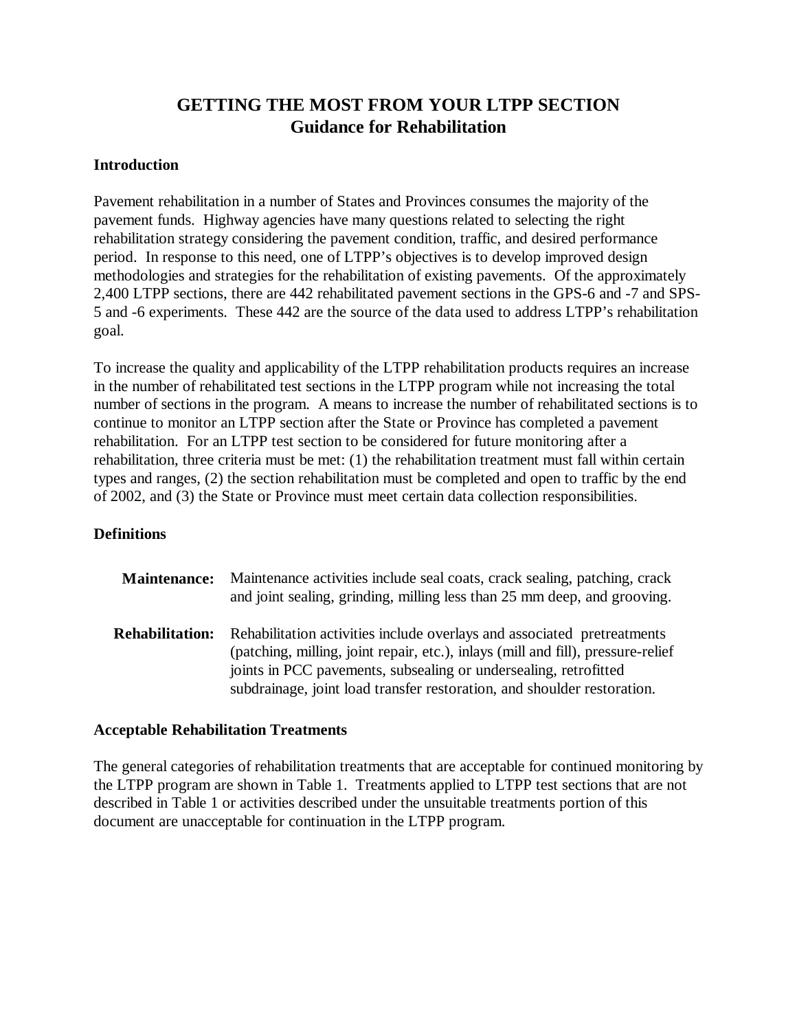# GETTING THE MOST FROM YOUR LTPP SECTION
## Guidance for Rehabilitation

### Introduction

Pavement rehabilitation in a number of States and Provinces consumes the majority of the pavement funds. Highway agencies have many questions related to selecting the right rehabilitation strategy considering the pavement condition, traffic, and desired performance period. In response to this need, one of LTPP's objectives is to develop improved design methodologies and strategies for the rehabilitation of existing pavements. Of the approximately 2,400 LTPP sections, there are 442 rehabilitated pavement sections in the GPS-6 and -7 and SPS-5 and -6 experiments. These 442 are the source of the data used to address LTPP's rehabilitation goal.

To increase the quality and applicability of the LTPP rehabilitation products requires an increase in the number of rehabilitated test sections in the LTPP program while not increasing the total number of sections in the program. A means to increase the number of rehabilitated sections is to continue to monitor an LTPP section after the State or Province has completed a pavement rehabilitation. For an LTPP test section to be considered for future monitoring after a rehabilitation, three criteria must be met: (1) the rehabilitation treatment must fall within certain types and ranges, (2) the section rehabilitation must be completed and open to traffic by the end of 2002, and (3) the State or Province must meet certain data collection responsibilities.

### Definitions

**Maintenance:** Maintenance activities include seal coats, crack sealing, patching, crack and joint sealing, grinding, milling less than 25 mm deep, and grooving.

**Rehabilitation:** Rehabilitation activities include overlays and associated pretreatments (patching, milling, joint repair, etc.), inlays (mill and fill), pressure-relief joints in PCC pavements, subsealing or undersealing, retrofitted subdrainage, joint load transfer restoration, and shoulder restoration.

### Acceptable Rehabilitation Treatments

The general categories of rehabilitation treatments that are acceptable for continued monitoring by the LTPP program are shown in Table 1. Treatments applied to LTPP test sections that are not described in Table 1 or activities described under the unsuitable treatments portion of this document are unacceptable for continuation in the LTPP program.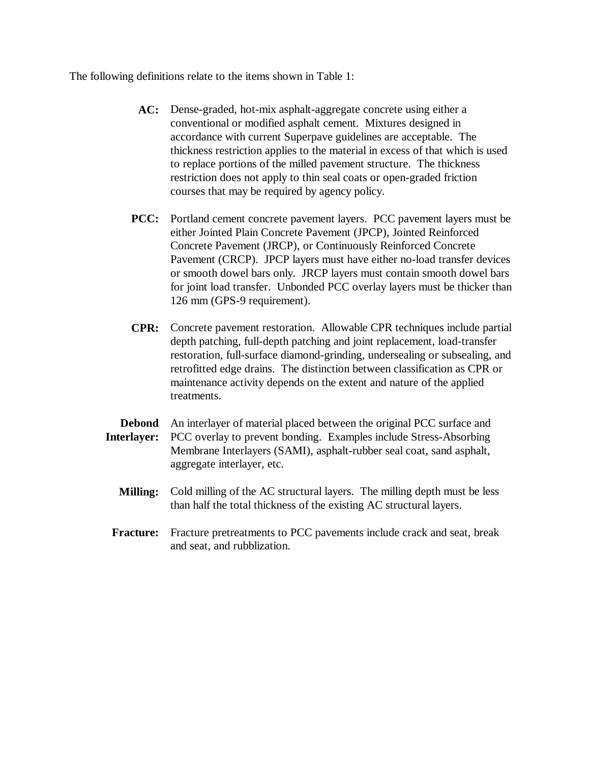The following definitions relate to the items shown in Table 1:

**AC:** Dense-graded, hot-mix asphalt-aggregate concrete using either a conventional or modified asphalt cement. Mixtures designed in accordance with current Superpave guidelines are acceptable. The thickness restriction applies to the material in excess of that which is used to replace portions of the milled pavement structure. The thickness restriction does not apply to thin seal coats or open-graded friction courses that may be required by agency policy.

**PCC:** Portland cement concrete pavement layers. PCC pavement layers must be either Jointed Plain Concrete Pavement (JPCP), Jointed Reinforced Concrete Pavement (JRCP), or Continuously Reinforced Concrete Pavement (CRCP). JPCP layers must have either no-load transfer devices or smooth dowel bars only. JRCP layers must contain smooth dowel bars for joint load transfer. Unbonded PCC overlay layers must be thicker than 126 mm (GPS-9 requirement).

**CPR:** Concrete pavement restoration. Allowable CPR techniques include partial depth patching, full-depth patching and joint replacement, load-transfer restoration, full-surface diamond-grinding, undersealing or subsealing, and retrofitted edge drains. The distinction between classification as CPR or maintenance activity depends on the extent and nature of the applied treatments.

**Debond Interlayer:** An interlayer of material placed between the original PCC surface and PCC overlay to prevent bonding. Examples include Stress-Absorbing Membrane Interlayers (SAMI), asphalt-rubber seal coat, sand asphalt, aggregate interlayer, etc.

**Milling:** Cold milling of the AC structural layers. The milling depth must be less than half the total thickness of the existing AC structural layers.

**Fracture:** Fracture pretreatments to PCC pavements include crack and seat, break and seat, and rubblization.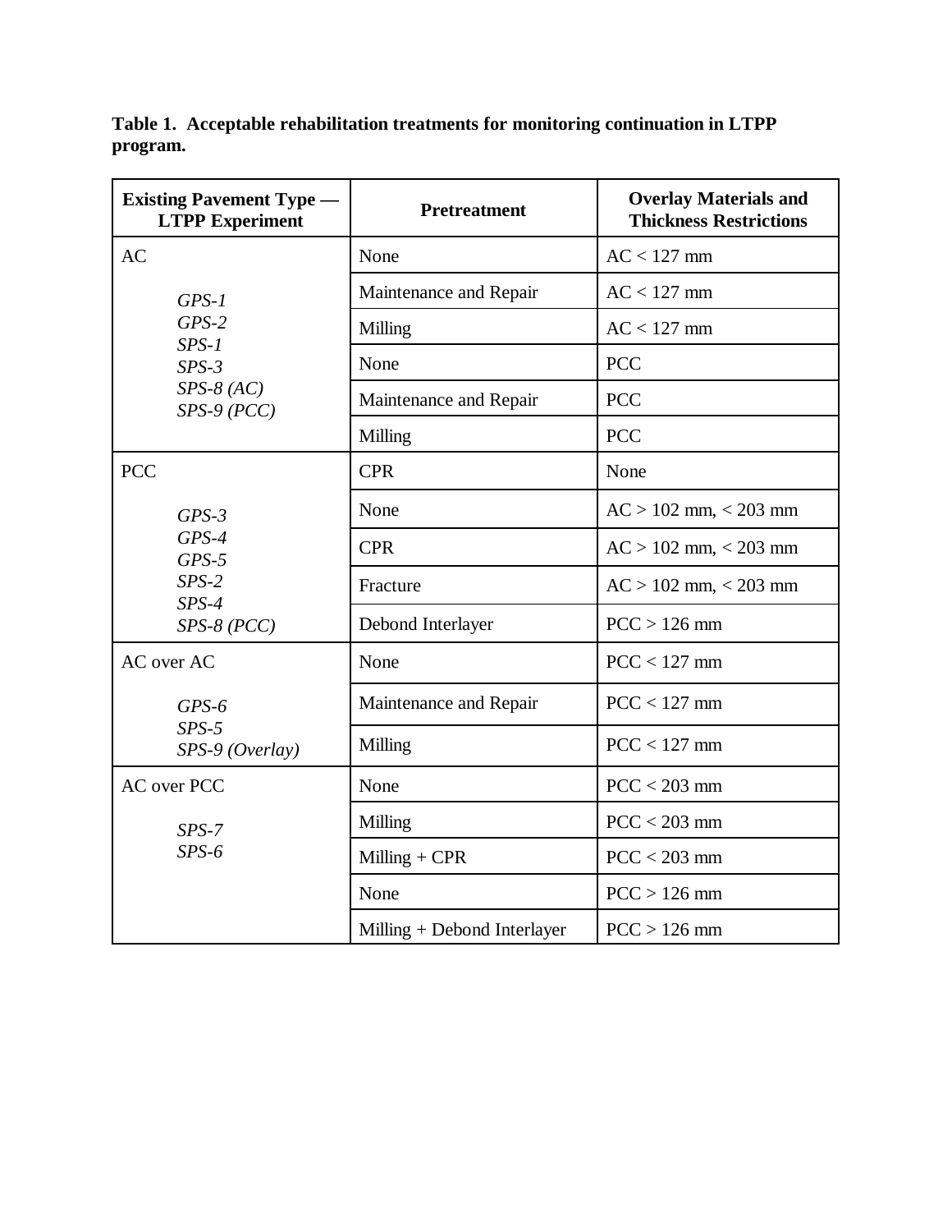**Table 1. Acceptable rehabilitation treatments for monitoring continuation in LTPP program.**

| Existing Pavement Type — LTPP Experiment | Pretreatment | Overlay Materials and Thickness Restrictions |
|---|---|---|
| AC<br>*GPS-1*<br>*GPS-2*<br>*SPS-1*<br>*SPS-3*<br>*SPS-8 (AC)*<br>*SPS-9 (PCC)* | None | AC < 127 mm |
| | Maintenance and Repair | AC < 127 mm |
| | Milling | AC < 127 mm |
| | None | PCC |
| | Maintenance and Repair | PCC |
| | Milling | PCC |
| PCC<br>*GPS-3*<br>*GPS-4*<br>*GPS-5*<br>*SPS-2*<br>*SPS-4*<br>*SPS-8 (PCC)* | CPR | None |
| | None | AC > 102 mm, < 203 mm |
| | CPR | AC > 102 mm, < 203 mm |
| | Fracture | AC > 102 mm, < 203 mm |
| | Debond Interlayer | PCC > 126 mm |
| AC over AC<br>*GPS-6*<br>*SPS-5*<br>*SPS-9 (Overlay)* | None | PCC < 127 mm |
| | Maintenance and Repair | PCC < 127 mm |
| | Milling | PCC < 127 mm |
| AC over PCC<br>*SPS-7*<br>*SPS-6* | None | PCC < 203 mm |
| | Milling | PCC < 203 mm |
| | Milling + CPR | PCC < 203 mm |
| | None | PCC > 126 mm |
| | Milling + Debond Interlayer | PCC > 126 mm |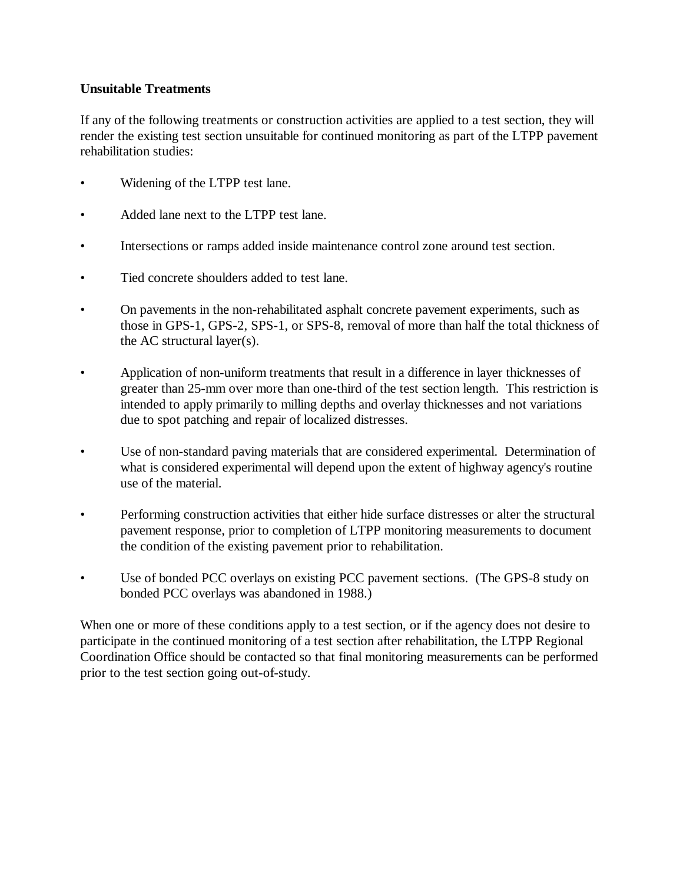**Unsuitable Treatments**

If any of the following treatments or construction activities are applied to a test section, they will render the existing test section unsuitable for continued monitoring as part of the LTPP pavement rehabilitation studies:

- Widening of the LTPP test lane.
- Added lane next to the LTPP test lane.
- Intersections or ramps added inside maintenance control zone around test section.
- Tied concrete shoulders added to test lane.
- On pavements in the non-rehabilitated asphalt concrete pavement experiments, such as those in GPS-1, GPS-2, SPS-1, or SPS-8, removal of more than half the total thickness of the AC structural layer(s).
- Application of non-uniform treatments that result in a difference in layer thicknesses of greater than 25-mm over more than one-third of the test section length. This restriction is intended to apply primarily to milling depths and overlay thicknesses and not variations due to spot patching and repair of localized distresses.
- Use of non-standard paving materials that are considered experimental. Determination of what is considered experimental will depend upon the extent of highway agency's routine use of the material.
- Performing construction activities that either hide surface distresses or alter the structural pavement response, prior to completion of LTPP monitoring measurements to document the condition of the existing pavement prior to rehabilitation.
- Use of bonded PCC overlays on existing PCC pavement sections. (The GPS-8 study on bonded PCC overlays was abandoned in 1988.)

When one or more of these conditions apply to a test section, or if the agency does not desire to participate in the continued monitoring of a test section after rehabilitation, the LTPP Regional Coordination Office should be contacted so that final monitoring measurements can be performed prior to the test section going out-of-study.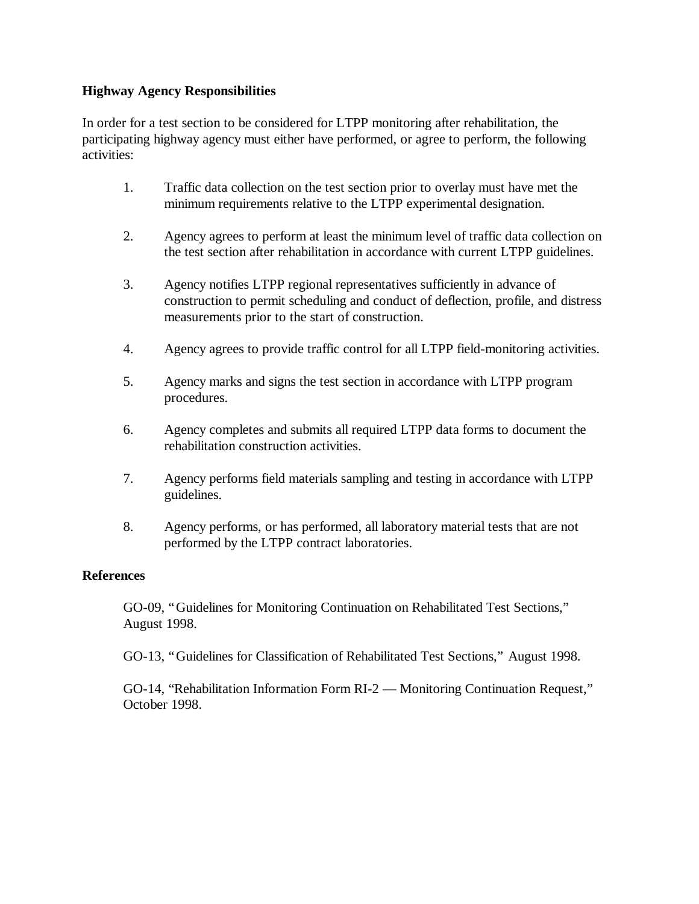**Highway Agency Responsibilities**

In order for a test section to be considered for LTPP monitoring after rehabilitation, the participating highway agency must either have performed, or agree to perform, the following activities:

1. Traffic data collection on the test section prior to overlay must have met the minimum requirements relative to the LTPP experimental designation.

2. Agency agrees to perform at least the minimum level of traffic data collection on the test section after rehabilitation in accordance with current LTPP guidelines.

3. Agency notifies LTPP regional representatives sufficiently in advance of construction to permit scheduling and conduct of deflection, profile, and distress measurements prior to the start of construction.

4. Agency agrees to provide traffic control for all LTPP field-monitoring activities.

5. Agency marks and signs the test section in accordance with LTPP program procedures.

6. Agency completes and submits all required LTPP data forms to document the rehabilitation construction activities.

7. Agency performs field materials sampling and testing in accordance with LTPP guidelines.

8. Agency performs, or has performed, all laboratory material tests that are not performed by the LTPP contract laboratories.

**References**

GO-09, "Guidelines for Monitoring Continuation on Rehabilitated Test Sections," August 1998.

GO-13, "Guidelines for Classification of Rehabilitated Test Sections," August 1998.

GO-14, "Rehabilitation Information Form RI-2 — Monitoring Continuation Request," October 1998.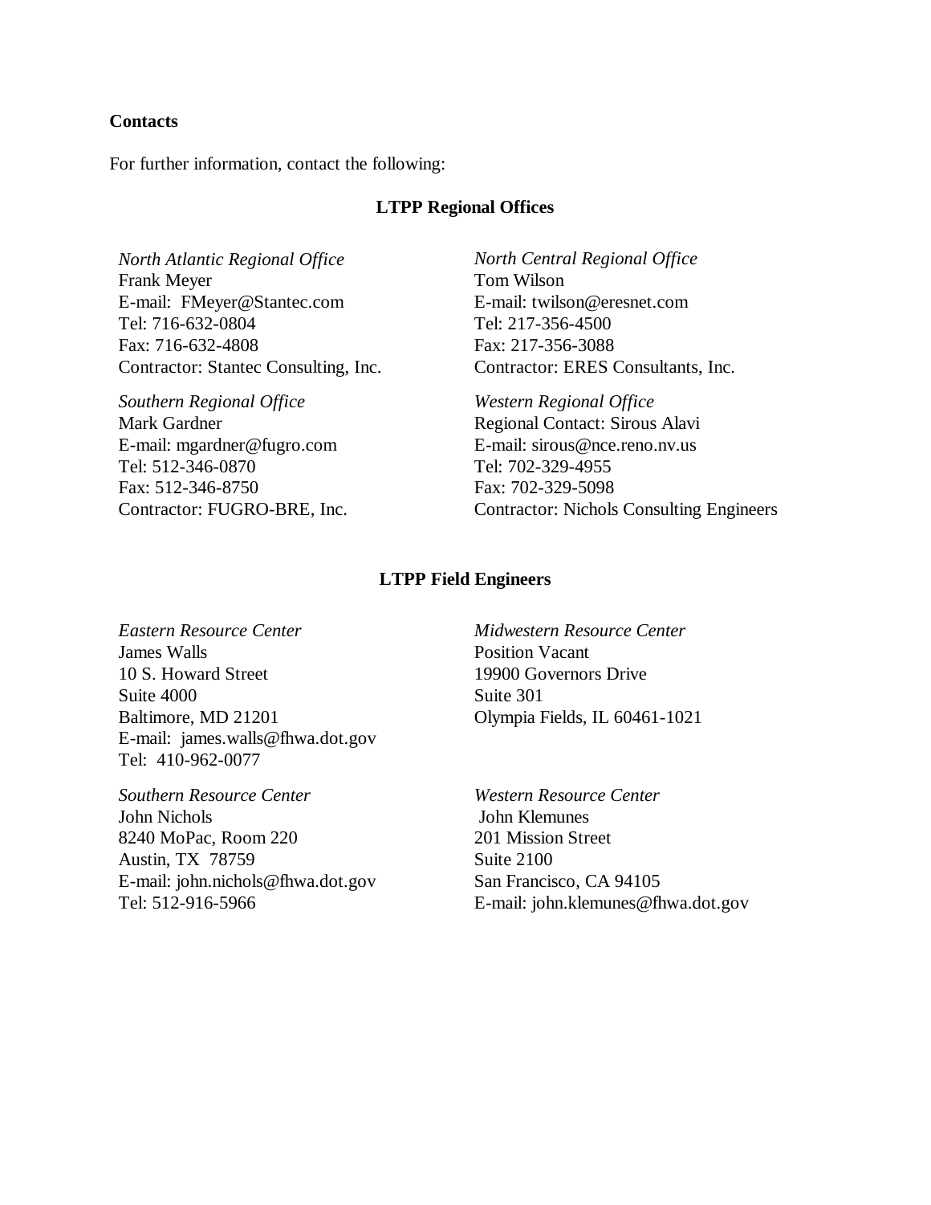**Contacts**

For further information, contact the following:

### LTPP Regional Offices

*North Atlantic Regional Office*
Frank Meyer
E-mail: FMeyer@Stantec.com
Tel: 716-632-0804
Fax: 716-632-4808
Contractor: Stantec Consulting, Inc.

*North Central Regional Office*
Tom Wilson
E-mail: twilson@eresnet.com
Tel: 217-356-4500
Fax: 217-356-3088
Contractor: ERES Consultants, Inc.

*Southern Regional Office*
Mark Gardner
E-mail: mgardner@fugro.com
Tel: 512-346-0870
Fax: 512-346-8750
Contractor: FUGRO-BRE, Inc.

*Western Regional Office*
Regional Contact: Sirous Alavi
E-mail: sirous@nce.reno.nv.us
Tel: 702-329-4955
Fax: 702-329-5098
Contractor: Nichols Consulting Engineers

### LTPP Field Engineers

*Eastern Resource Center*
James Walls
10 S. Howard Street
Suite 4000
Baltimore, MD 21201
E-mail: james.walls@fhwa.dot.gov
Tel: 410-962-0077

*Midwestern Resource Center*
Position Vacant
19900 Governors Drive
Suite 301
Olympia Fields, IL 60461-1021

*Southern Resource Center*
John Nichols
8240 MoPac, Room 220
Austin, TX 78759
E-mail: john.nichols@fhwa.dot.gov
Tel: 512-916-5966

*Western Resource Center*
John Klemunes
201 Mission Street
Suite 2100
San Francisco, CA 94105
E-mail: john.klemunes@fhwa.dot.gov